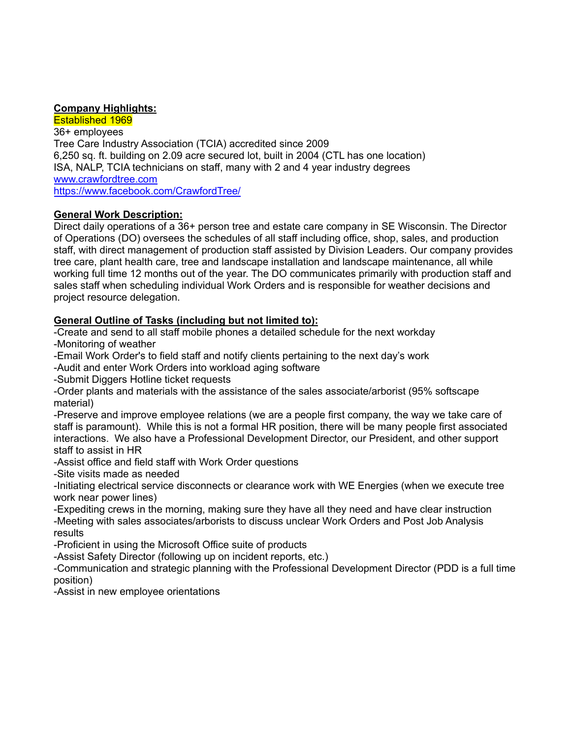**Company Highlights:**
Established 1969
36+ employees
Tree Care Industry Association (TCIA) accredited since 2009
6,250 sq. ft. building on 2.09 acre secured lot, built in 2004 (CTL has one location)
ISA, NALP, TCIA technicians on staff, many with 2 and 4 year industry degrees
[www.crawfordtree.com](http://www.crawfordtree.com)
[https://www.facebook.com/CrawfordTree/](https://www.facebook.com/CrawfordTree/)

**General Work Description:**
Direct daily operations of a 36+ person tree and estate care company in SE Wisconsin. The Director of Operations (DO) oversees the schedules of all staff including office, shop, sales, and production staff, with direct management of production staff assisted by Division Leaders. Our company provides tree care, plant health care, tree and landscape installation and landscape maintenance, all while working full time 12 months out of the year. The DO communicates primarily with production staff and sales staff when scheduling individual Work Orders and is responsible for weather decisions and project resource delegation.

**General Outline of Tasks (including but not limited to):**
-Create and send to all staff mobile phones a detailed schedule for the next workday
-Monitoring of weather
-Email Work Order's to field staff and notify clients pertaining to the next day's work
-Audit and enter Work Orders into workload aging software
-Submit Diggers Hotline ticket requests
-Order plants and materials with the assistance of the sales associate/arborist (95% softscape material)
-Preserve and improve employee relations (we are a people first company, the way we take care of staff is paramount). While this is not a formal HR position, there will be many people first associated interactions. We also have a Professional Development Director, our President, and other support staff to assist in HR
-Assist office and field staff with Work Order questions
-Site visits made as needed
-Initiating electrical service disconnects or clearance work with WE Energies (when we execute tree work near power lines)
-Expediting crews in the morning, making sure they have all they need and have clear instruction
-Meeting with sales associates/arborists to discuss unclear Work Orders and Post Job Analysis results
-Proficient in using the Microsoft Office suite of products
-Assist Safety Director (following up on incident reports, etc.)
-Communication and strategic planning with the Professional Development Director (PDD is a full time position)
-Assist in new employee orientations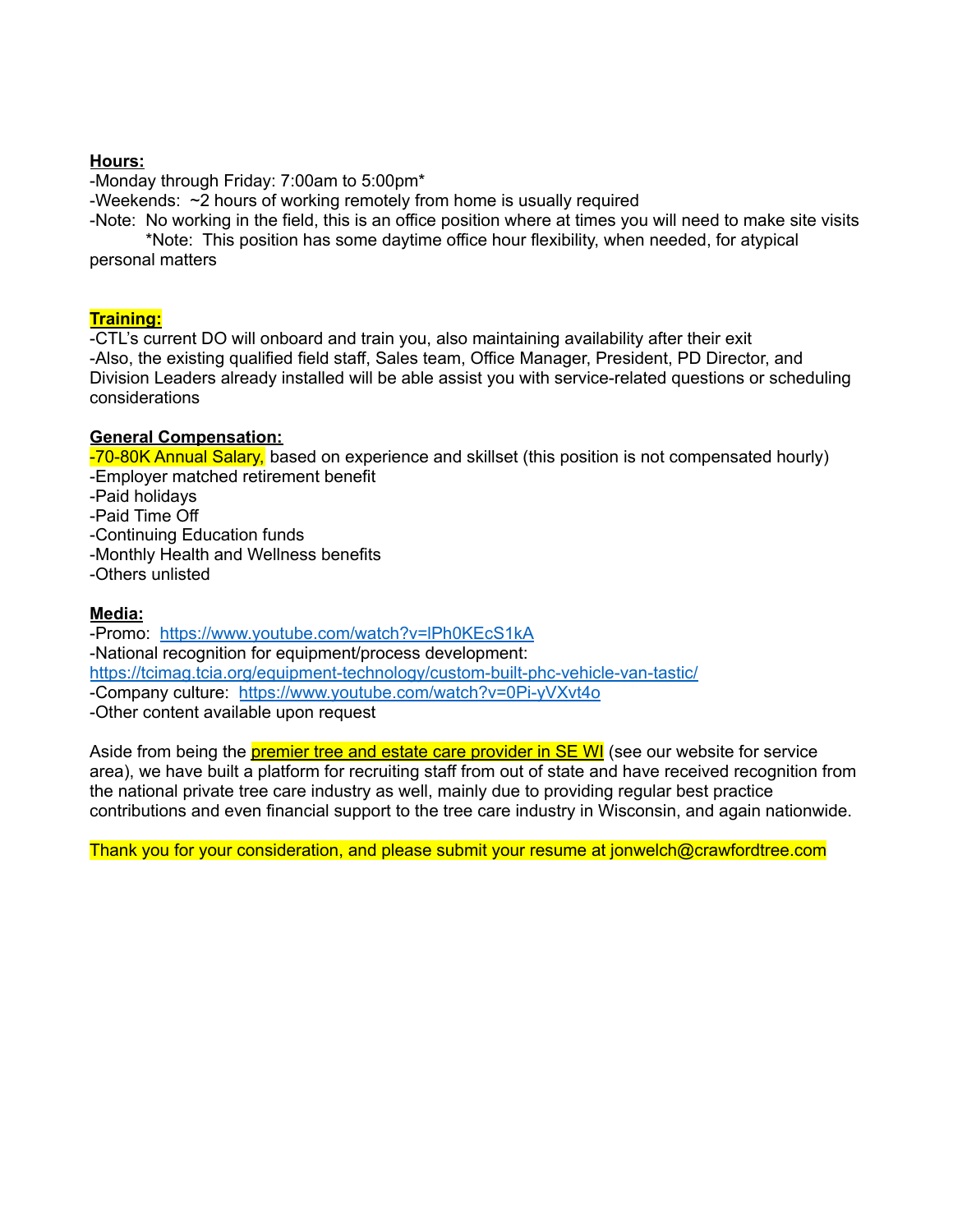**Hours:**

-Monday through Friday: 7:00am to 5:00pm*

-Weekends: ~2 hours of working remotely from home is usually required

-Note: No working in the field, this is an office position where at times you will need to make site visits

*Note: This position has some daytime office hour flexibility, when needed, for atypical personal matters

**Training:**

-CTL's current DO will onboard and train you, also maintaining availability after their exit

-Also, the existing qualified field staff, Sales team, Office Manager, President, PD Director, and Division Leaders already installed will be able assist you with service-related questions or scheduling considerations

**General Compensation:**

-70-80K Annual Salary, based on experience and skillset (this position is not compensated hourly)

-Employer matched retirement benefit

-Paid holidays

-Paid Time Off

-Continuing Education funds

-Monthly Health and Wellness benefits

-Others unlisted

**Media:**

-Promo: https://www.youtube.com/watch?v=lPh0KEcS1kA

-National recognition for equipment/process development: https://tcimag.tcia.org/equipment-technology/custom-built-phc-vehicle-van-tastic/

-Company culture: https://www.youtube.com/watch?v=0Pi-yVXvt4o

-Other content available upon request

Aside from being the premier tree and estate care provider in SE WI (see our website for service area), we have built a platform for recruiting staff from out of state and have received recognition from the national private tree care industry as well, mainly due to providing regular best practice contributions and even financial support to the tree care industry in Wisconsin, and again nationwide.

Thank you for your consideration, and please submit your resume at jonwelch@crawfordtree.com